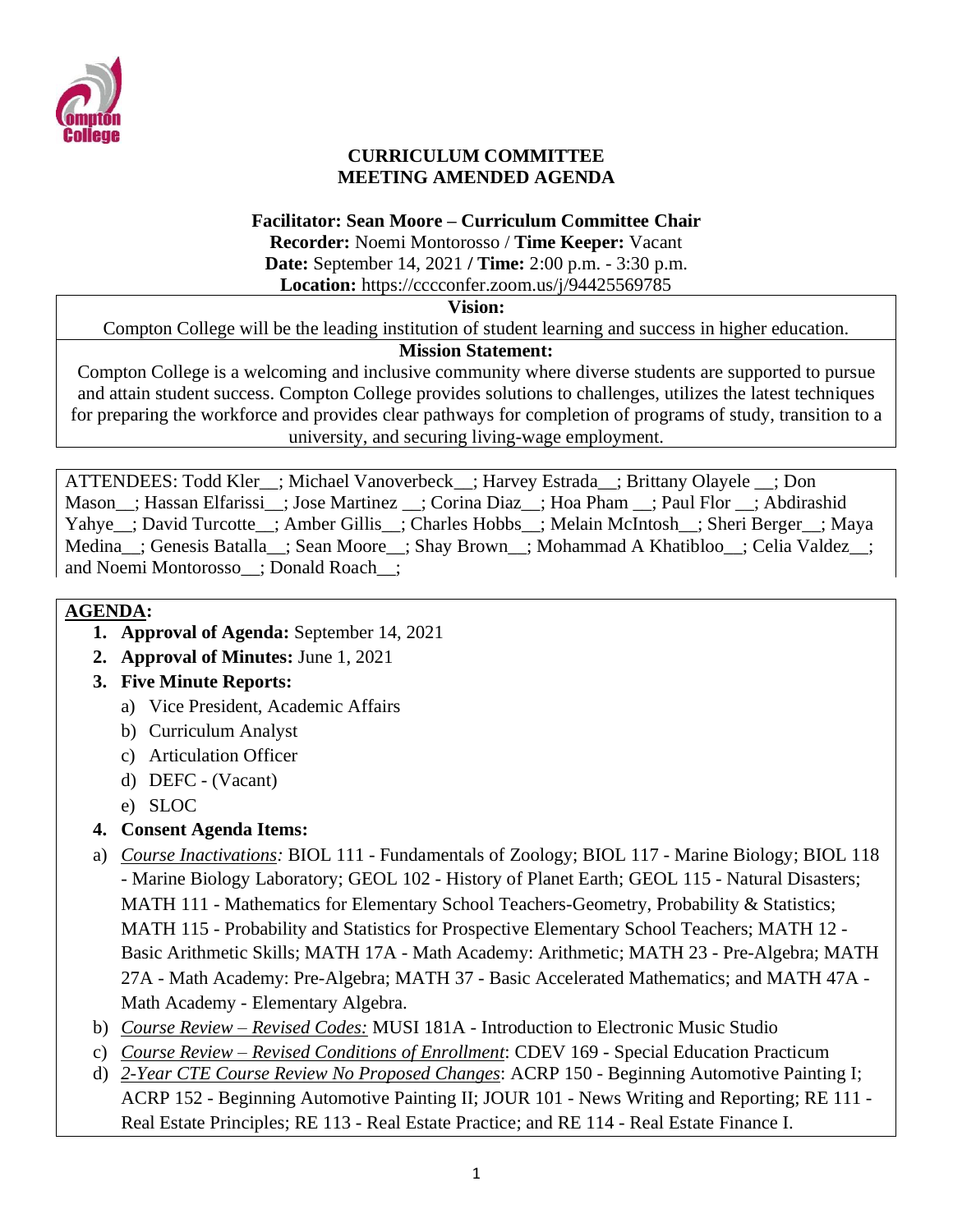# CURRICULUM COMMITTEE
# MEETING AMENDED AGENDA

**Facilitator: Sean Moore – Curriculum Committee Chair**
**Recorder:** Noemi Montorosso / **Time Keeper:** Vacant
**Date:** September 14, 2021 / **Time:** 2:00 p.m. - 3:30 p.m.
**Location:** https://cccconfer.zoom.us/j/94425569785

**Vision:**
Compton College will be the leading institution of student learning and success in higher education.

**Mission Statement:**
Compton College is a welcoming and inclusive community where diverse students are supported to pursue and attain student success. Compton College provides solutions to challenges, utilizes the latest techniques for preparing the workforce and provides clear pathways for completion of programs of study, transition to a university, and securing living-wage employment.

ATTENDEES: Todd Kler__; Michael Vanoverbeck__; Harvey Estrada__; Brittany Olayele __; Don Mason__; Hassan Elfarissi__; Jose Martinez __; Corina Diaz__; Hoa Pham __; Paul Flor __; Abdirashid Yahye__; David Turcotte__; Amber Gillis__; Charles Hobbs__; Melain McIntosh__; Sheri Berger__; Maya Medina__; Genesis Batalla__; Sean Moore__; Shay Brown__; Mohammad A Khatibloo__; Celia Valdez__; and Noemi Montorosso__; Donald Roach__;

**AGENDA:**

1. **Approval of Agenda:** September 14, 2021
2. **Approval of Minutes:** June 1, 2021
3. **Five Minute Reports:**
   a) Vice President, Academic Affairs
   b) Curriculum Analyst
   c) Articulation Officer
   d) DEFC - (Vacant)
   e) SLOC
4. **Consent Agenda Items:**
   a) *Course Inactivations:* BIOL 111 - Fundamentals of Zoology; BIOL 117 - Marine Biology; BIOL 118 - Marine Biology Laboratory; GEOL 102 - History of Planet Earth; GEOL 115 - Natural Disasters; MATH 111 - Mathematics for Elementary School Teachers-Geometry, Probability & Statistics; MATH 115 - Probability and Statistics for Prospective Elementary School Teachers; MATH 12 - Basic Arithmetic Skills; MATH 17A - Math Academy: Arithmetic; MATH 23 - Pre-Algebra; MATH 27A - Math Academy: Pre-Algebra; MATH 37 - Basic Accelerated Mathematics; and MATH 47A - Math Academy - Elementary Algebra.
   b) *Course Review – Revised Codes:* MUSI 181A - Introduction to Electronic Music Studio
   c) *Course Review – Revised Conditions of Enrollment*: CDEV 169 - Special Education Practicum
   d) *2-Year CTE Course Review No Proposed Changes*: ACRP 150 - Beginning Automotive Painting I; ACRP 152 - Beginning Automotive Painting II; JOUR 101 - News Writing and Reporting; RE 111 - Real Estate Principles; RE 113 - Real Estate Practice; and RE 114 - Real Estate Finance I.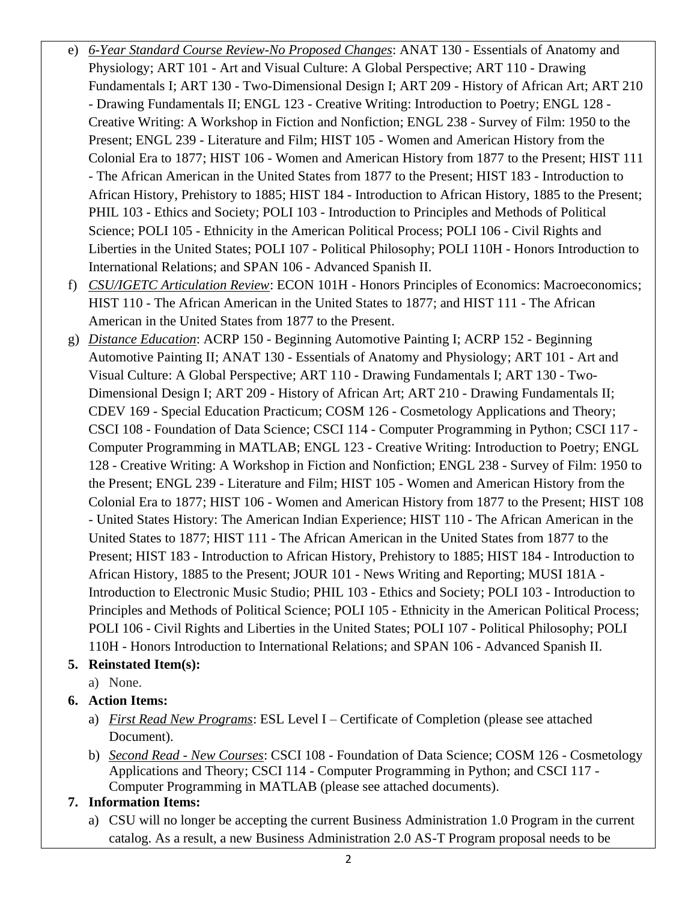e) *6-Year Standard Course Review-No Proposed Changes*: ANAT 130 - Essentials of Anatomy and Physiology; ART 101 - Art and Visual Culture: A Global Perspective; ART 110 - Drawing Fundamentals I; ART 130 - Two-Dimensional Design I; ART 209 - History of African Art; ART 210 - Drawing Fundamentals II; ENGL 123 - Creative Writing: Introduction to Poetry; ENGL 128 - Creative Writing: A Workshop in Fiction and Nonfiction; ENGL 238 - Survey of Film: 1950 to the Present; ENGL 239 - Literature and Film; HIST 105 - Women and American History from the Colonial Era to 1877; HIST 106 - Women and American History from 1877 to the Present; HIST 111 - The African American in the United States from 1877 to the Present; HIST 183 - Introduction to African History, Prehistory to 1885; HIST 184 - Introduction to African History, 1885 to the Present; PHIL 103 - Ethics and Society; POLI 103 - Introduction to Principles and Methods of Political Science; POLI 105 - Ethnicity in the American Political Process; POLI 106 - Civil Rights and Liberties in the United States; POLI 107 - Political Philosophy; POLI 110H - Honors Introduction to International Relations; and SPAN 106 - Advanced Spanish II.

f) *CSU/IGETC Articulation Review*: ECON 101H - Honors Principles of Economics: Macroeconomics; HIST 110 - The African American in the United States to 1877; and HIST 111 - The African American in the United States from 1877 to the Present.

g) *Distance Education*: ACRP 150 - Beginning Automotive Painting I; ACRP 152 - Beginning Automotive Painting II; ANAT 130 - Essentials of Anatomy and Physiology; ART 101 - Art and Visual Culture: A Global Perspective; ART 110 - Drawing Fundamentals I; ART 130 - Two-Dimensional Design I; ART 209 - History of African Art; ART 210 - Drawing Fundamentals II; CDEV 169 - Special Education Practicum; COSM 126 - Cosmetology Applications and Theory; CSCI 108 - Foundation of Data Science; CSCI 114 - Computer Programming in Python; CSCI 117 - Computer Programming in MATLAB; ENGL 123 - Creative Writing: Introduction to Poetry; ENGL 128 - Creative Writing: A Workshop in Fiction and Nonfiction; ENGL 238 - Survey of Film: 1950 to the Present; ENGL 239 - Literature and Film; HIST 105 - Women and American History from the Colonial Era to 1877; HIST 106 - Women and American History from 1877 to the Present; HIST 108 - United States History: The American Indian Experience; HIST 110 - The African American in the United States to 1877; HIST 111 - The African American in the United States from 1877 to the Present; HIST 183 - Introduction to African History, Prehistory to 1885; HIST 184 - Introduction to African History, 1885 to the Present; JOUR 101 - News Writing and Reporting; MUSI 181A - Introduction to Electronic Music Studio; PHIL 103 - Ethics and Society; POLI 103 - Introduction to Principles and Methods of Political Science; POLI 105 - Ethnicity in the American Political Process; POLI 106 - Civil Rights and Liberties in the United States; POLI 107 - Political Philosophy; POLI 110H - Honors Introduction to International Relations; and SPAN 106 - Advanced Spanish II.

**5. Reinstated Item(s):**

a) None.

**6. Action Items:**

a) *First Read New Programs*: ESL Level I – Certificate of Completion (please see attached Document).

b) *Second Read - New Courses*: CSCI 108 - Foundation of Data Science; COSM 126 - Cosmetology Applications and Theory; CSCI 114 - Computer Programming in Python; and CSCI 117 - Computer Programming in MATLAB (please see attached documents).

**7. Information Items:**

a) CSU will no longer be accepting the current Business Administration 1.0 Program in the current catalog. As a result, a new Business Administration 2.0 AS-T Program proposal needs to be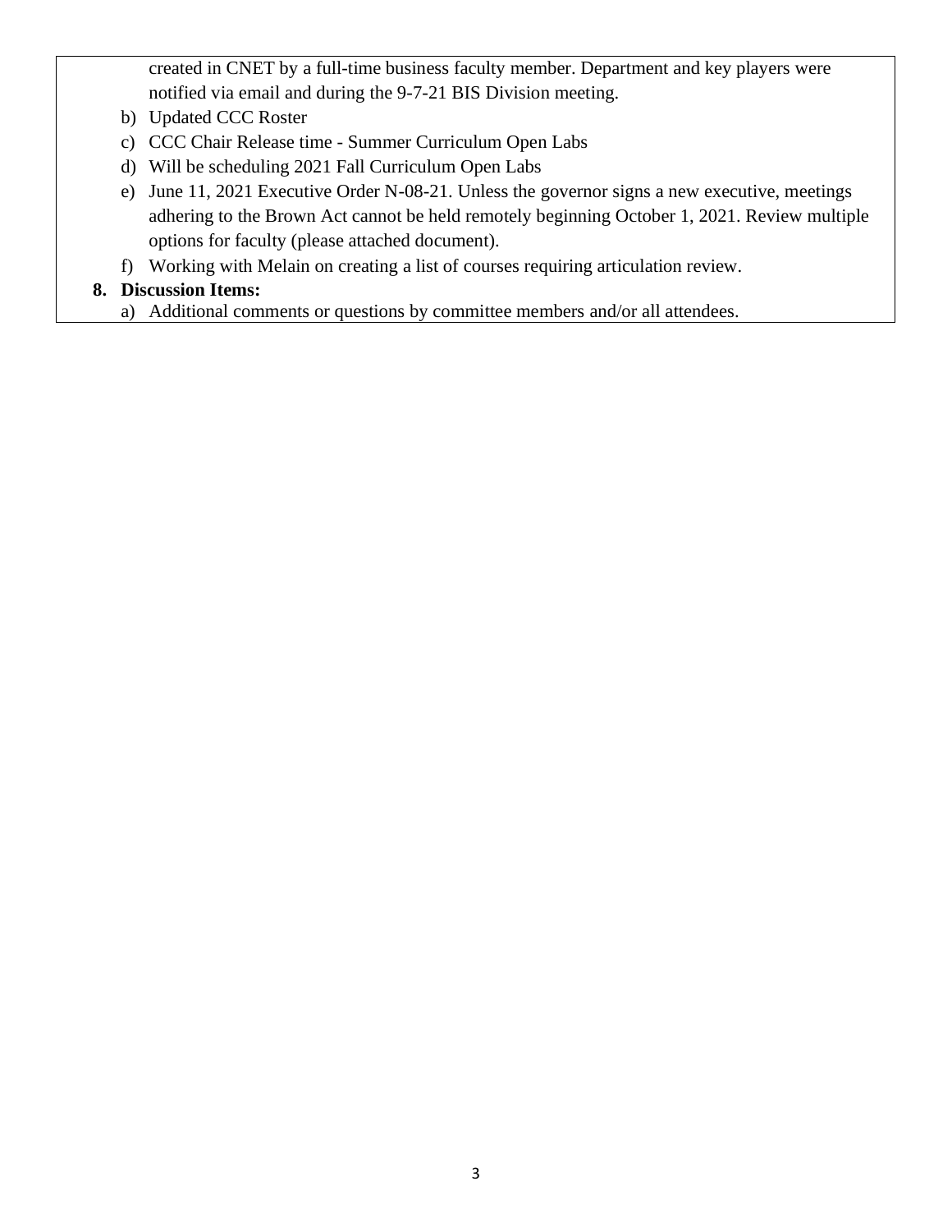created in CNET by a full-time business faculty member. Department and key players were notified via email and during the 9-7-21 BIS Division meeting.

b) Updated CCC Roster
c) CCC Chair Release time - Summer Curriculum Open Labs
d) Will be scheduling 2021 Fall Curriculum Open Labs
e) June 11, 2021 Executive Order N-08-21. Unless the governor signs a new executive, meetings adhering to the Brown Act cannot be held remotely beginning October 1, 2021. Review multiple options for faculty (please attached document).
f) Working with Melain on creating a list of courses requiring articulation review.

**8. Discussion Items:**

a) Additional comments or questions by committee members and/or all attendees.